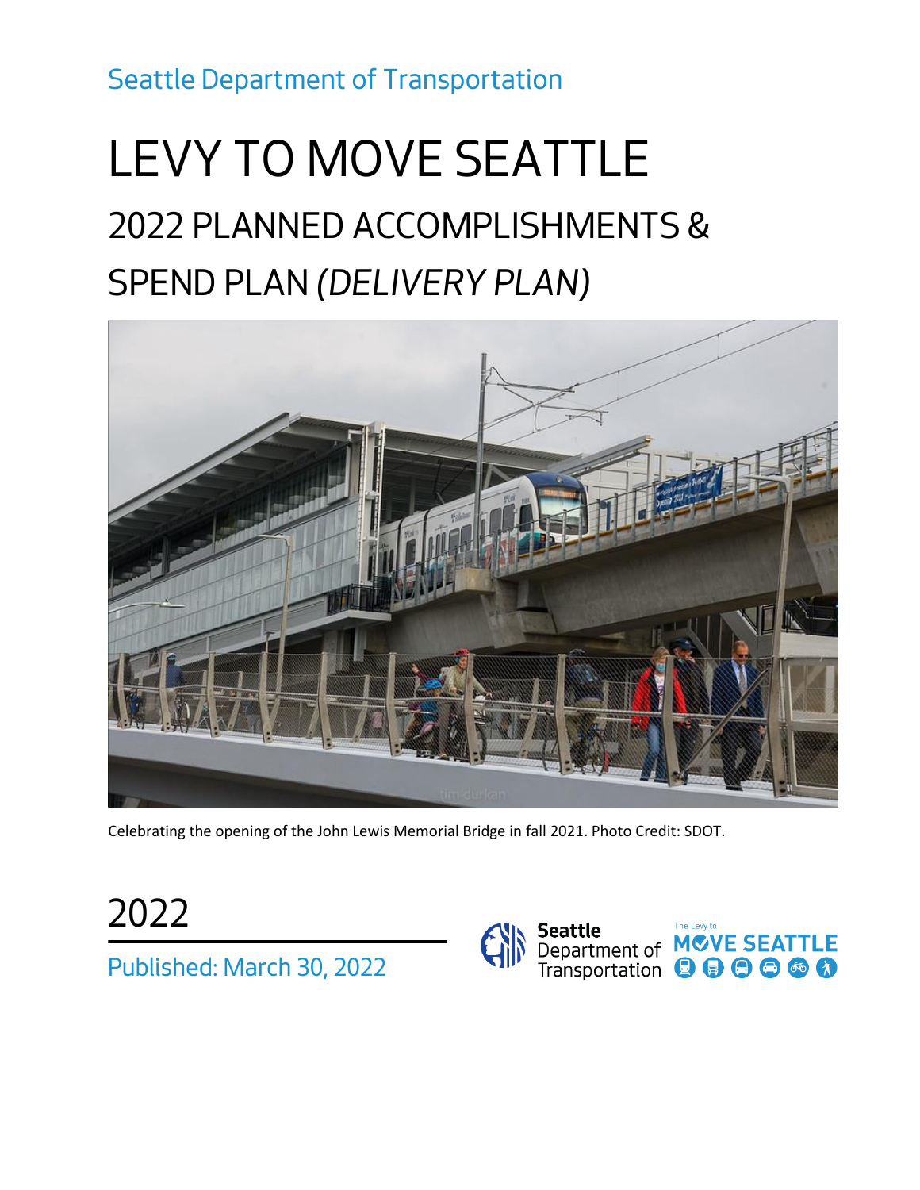Seattle Department of Transportation

# LEVY TO MOVE SEATTLE

## 2022 PLANNED ACCOMPLISHMENTS & SPEND PLAN *(DELIVERY PLAN)*

Celebrating the opening of the John Lewis Memorial Bridge in fall 2021. Photo Credit: SDOT.

2022

Published: March 30, 2022

Seattle Department of Transportation

The Levy to MOVE SEATTLE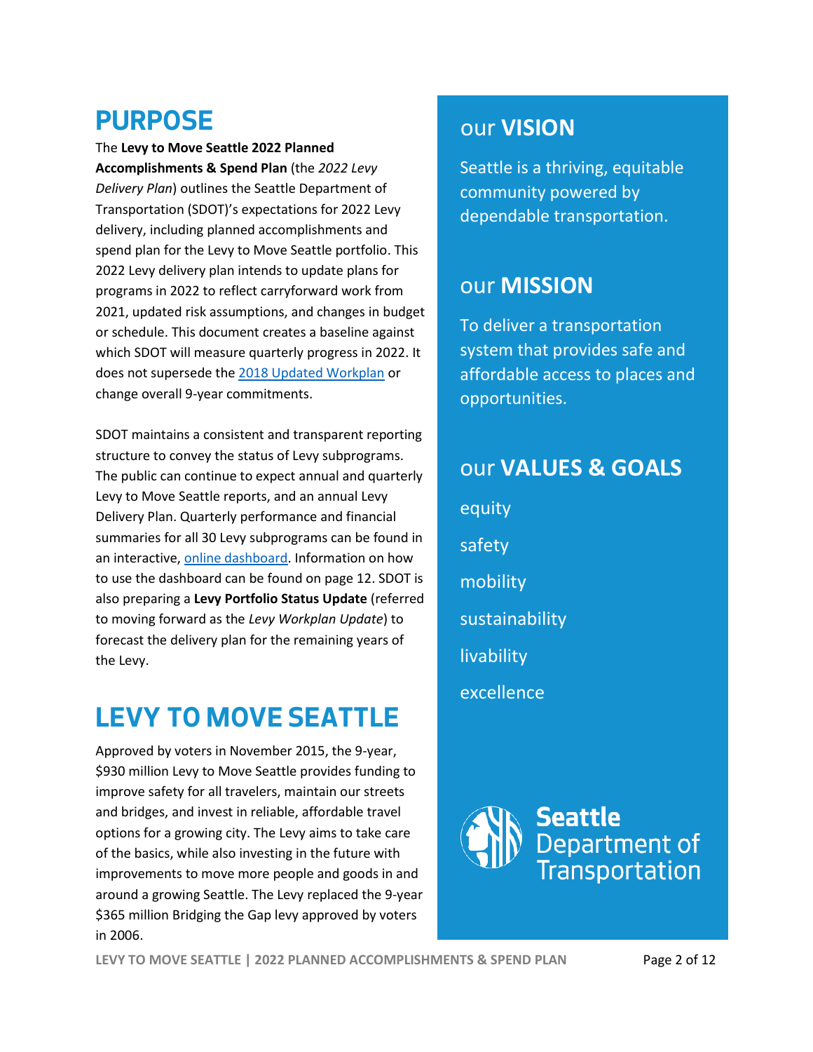# PURPOSE

The **Levy to Move Seattle 2022 Planned Accomplishments & Spend Plan** (the *2022 Levy Delivery Plan*) outlines the Seattle Department of Transportation (SDOT)'s expectations for 2022 Levy delivery, including planned accomplishments and spend plan for the Levy to Move Seattle portfolio. This 2022 Levy delivery plan intends to update plans for programs in 2022 to reflect carryforward work from 2021, updated risk assumptions, and changes in budget or schedule. This document creates a baseline against which SDOT will measure quarterly progress in 2022. It does not supersede the 2018 Updated Workplan or change overall 9-year commitments.

SDOT maintains a consistent and transparent reporting structure to convey the status of Levy subprograms. The public can continue to expect annual and quarterly Levy to Move Seattle reports, and an annual Levy Delivery Plan. Quarterly performance and financial summaries for all 30 Levy subprograms can be found in an interactive, online dashboard. Information on how to use the dashboard can be found on page 12. SDOT is also preparing a **Levy Portfolio Status Update** (referred to moving forward as the *Levy Workplan Update*) to forecast the delivery plan for the remaining years of the Levy.

# LEVY TO MOVE SEATTLE

Approved by voters in November 2015, the 9-year, $930 million Levy to Move Seattle provides funding to improve safety for all travelers, maintain our streets and bridges, and invest in reliable, affordable travel options for a growing city. The Levy aims to take care of the basics, while also investing in the future with improvements to move more people and goods in and around a growing Seattle. The Levy replaced the 9-year $365 million Bridging the Gap levy approved by voters in 2006.

## our **VISION**

Seattle is a thriving, equitable community powered by dependable transportation.

## our **MISSION**

To deliver a transportation system that provides safe and affordable access to places and opportunities.

## our **VALUES & GOALS**

- equity
- safety
- mobility
- sustainability
- livability
- excellence

Seattle Department of Transportation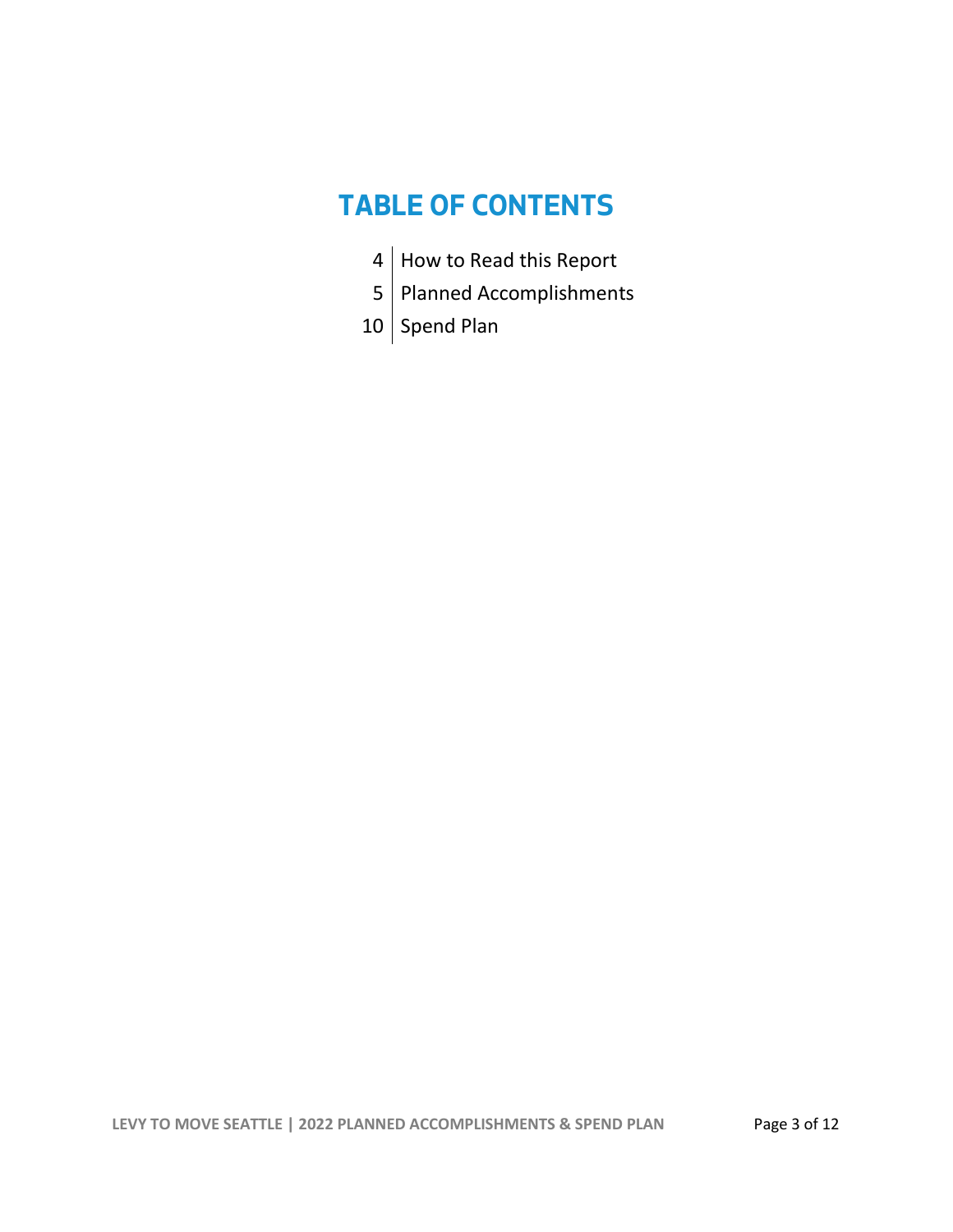# TABLE OF CONTENTS

4 | How to Read this Report

5 | Planned Accomplishments

10 | Spend Plan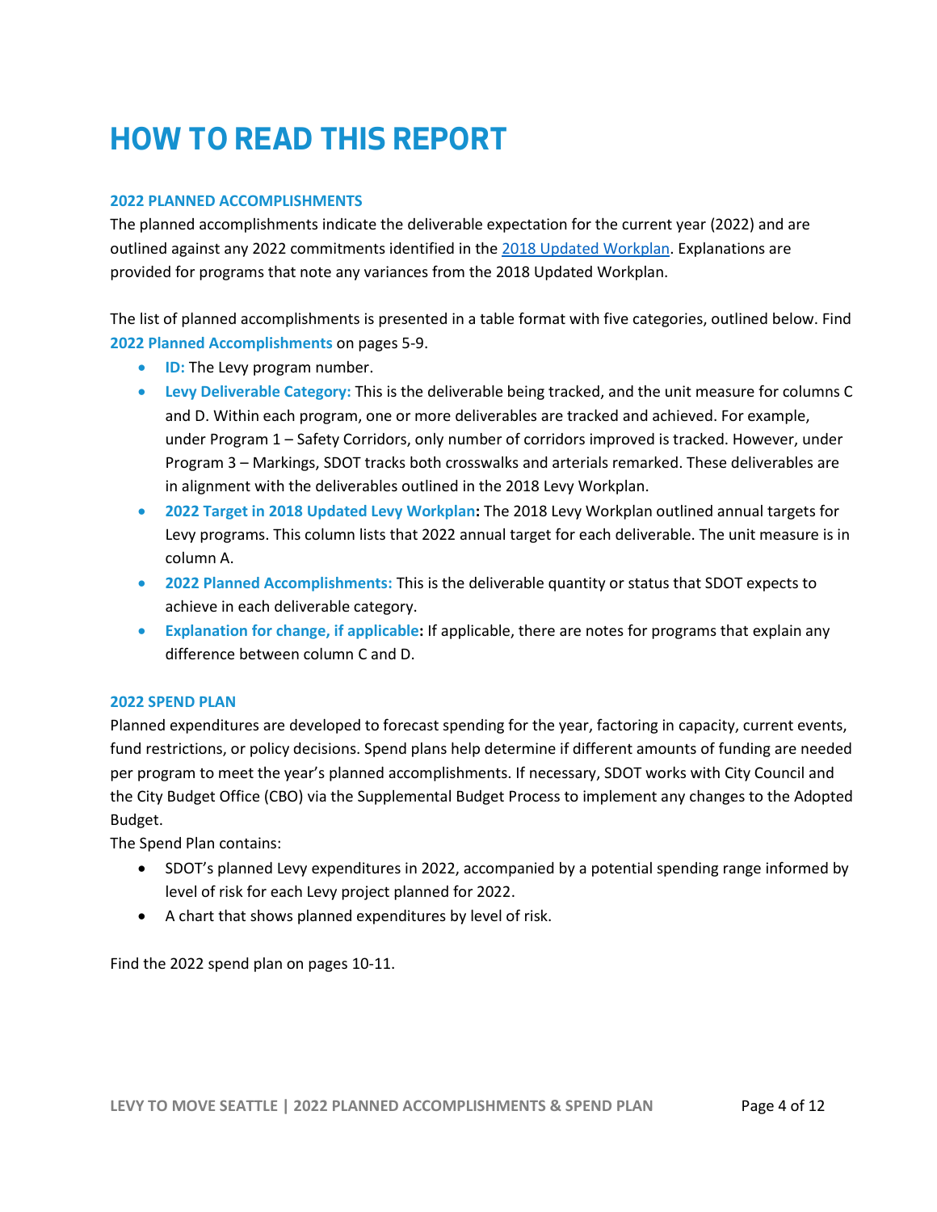# HOW TO READ THIS REPORT

### 2022 PLANNED ACCOMPLISHMENTS

The planned accomplishments indicate the deliverable expectation for the current year (2022) and are outlined against any 2022 commitments identified in the 2018 Updated Workplan. Explanations are provided for programs that note any variances from the 2018 Updated Workplan.

The list of planned accomplishments is presented in a table format with five categories, outlined below. Find **2022 Planned Accomplishments** on pages 5-9.

- **ID:** The Levy program number.
- **Levy Deliverable Category:** This is the deliverable being tracked, and the unit measure for columns C and D. Within each program, one or more deliverables are tracked and achieved. For example, under Program 1 – Safety Corridors, only number of corridors improved is tracked. However, under Program 3 – Markings, SDOT tracks both crosswalks and arterials remarked. These deliverables are in alignment with the deliverables outlined in the 2018 Levy Workplan.
- **2022 Target in 2018 Updated Levy Workplan:** The 2018 Levy Workplan outlined annual targets for Levy programs. This column lists that 2022 annual target for each deliverable. The unit measure is in column A.
- **2022 Planned Accomplishments:** This is the deliverable quantity or status that SDOT expects to achieve in each deliverable category.
- **Explanation for change, if applicable:** If applicable, there are notes for programs that explain any difference between column C and D.

### 2022 SPEND PLAN

Planned expenditures are developed to forecast spending for the year, factoring in capacity, current events, fund restrictions, or policy decisions. Spend plans help determine if different amounts of funding are needed per program to meet the year's planned accomplishments. If necessary, SDOT works with City Council and the City Budget Office (CBO) via the Supplemental Budget Process to implement any changes to the Adopted Budget.

The Spend Plan contains:

- SDOT's planned Levy expenditures in 2022, accompanied by a potential spending range informed by level of risk for each Levy project planned for 2022.
- A chart that shows planned expenditures by level of risk.

Find the 2022 spend plan on pages 10-11.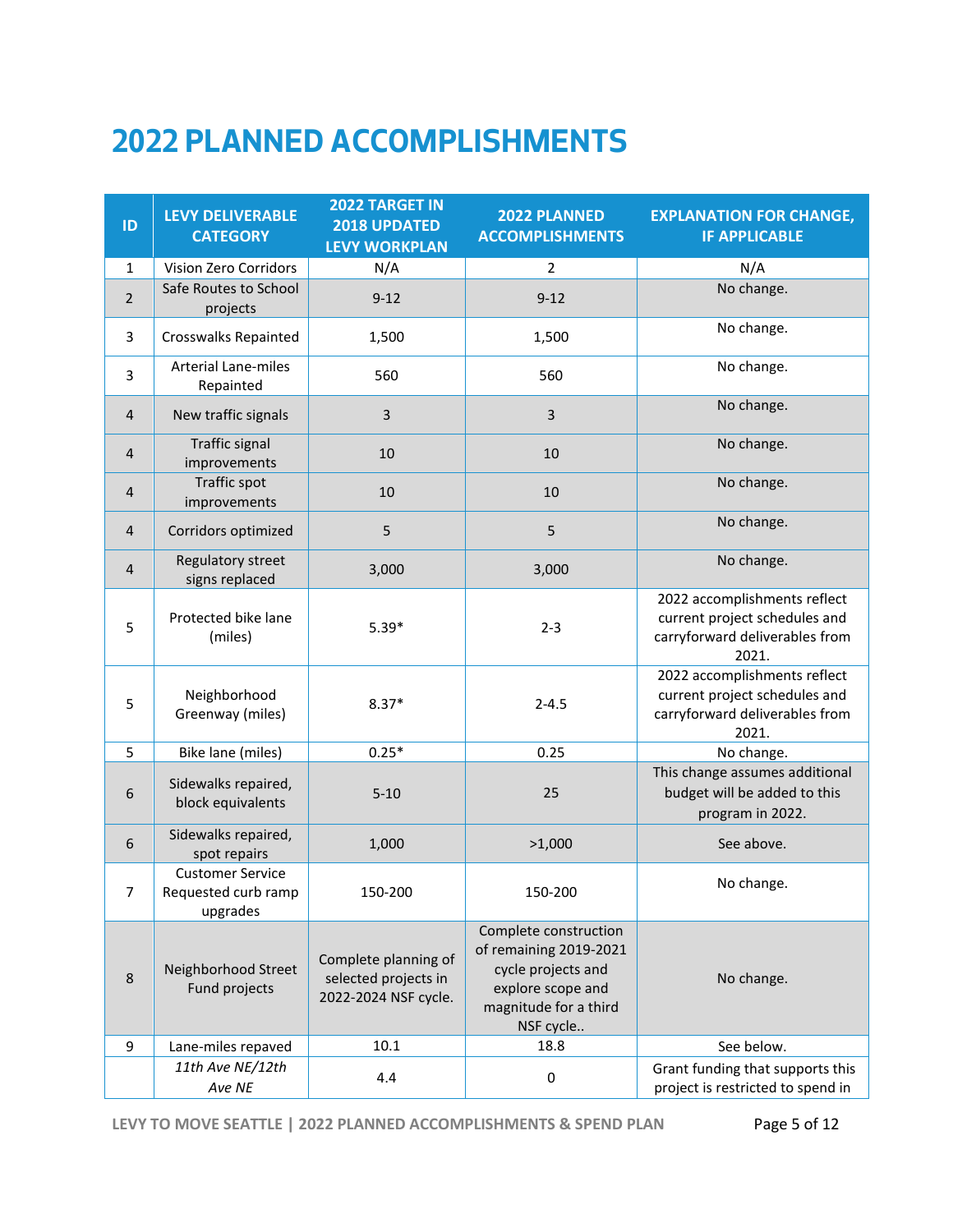# 2022 PLANNED ACCOMPLISHMENTS

| ID | LEVY DELIVERABLE CATEGORY | 2022 TARGET IN 2018 UPDATED LEVY WORKPLAN | 2022 PLANNED ACCOMPLISHMENTS | EXPLANATION FOR CHANGE, IF APPLICABLE |
|---|---|---|---|---|
| 1 | Vision Zero Corridors | N/A | 2 | N/A |
| 2 | Safe Routes to School projects | 9-12 | 9-12 | No change. |
| 3 | Crosswalks Repainted | 1,500 | 1,500 | No change. |
| 3 | Arterial Lane-miles Repainted | 560 | 560 | No change. |
| 4 | New traffic signals | 3 | 3 | No change. |
| 4 | Traffic signal improvements | 10 | 10 | No change. |
| 4 | Traffic spot improvements | 10 | 10 | No change. |
| 4 | Corridors optimized | 5 | 5 | No change. |
| 4 | Regulatory street signs replaced | 3,000 | 3,000 | No change. |
| 5 | Protected bike lane (miles) | 5.39* | 2-3 | 2022 accomplishments reflect current project schedules and carryforward deliverables from 2021. |
| 5 | Neighborhood Greenway (miles) | 8.37* | 2-4.5 | 2022 accomplishments reflect current project schedules and carryforward deliverables from 2021. |
| 5 | Bike lane (miles) | 0.25* | 0.25 | No change. |
| 6 | Sidewalks repaired, block equivalents | 5-10 | 25 | This change assumes additional budget will be added to this program in 2022. |
| 6 | Sidewalks repaired, spot repairs | 1,000 | >1,000 | See above. |
| 7 | Customer Service Requested curb ramp upgrades | 150-200 | 150-200 | No change. |
| 8 | Neighborhood Street Fund projects | Complete planning of selected projects in 2022-2024 NSF cycle. | Complete construction of remaining 2019-2021 cycle projects and explore scope and magnitude for a third NSF cycle.. | No change. |
| 9 | Lane-miles repaved | 10.1 | 18.8 | See below. |
| | *11th Ave NE/12th Ave NE* | 4.4 | 0 | Grant funding that supports this project is restricted to spend in |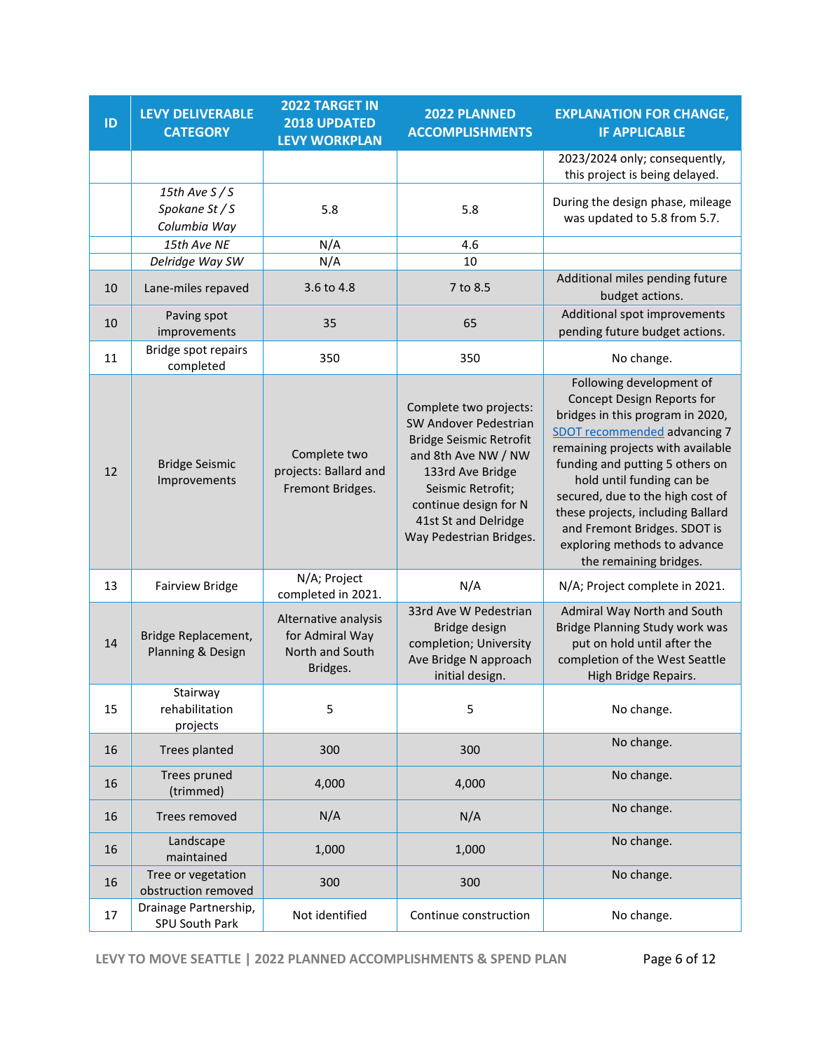| ID | LEVY DELIVERABLE CATEGORY | 2022 TARGET IN 2018 UPDATED LEVY WORKPLAN | 2022 PLANNED ACCOMPLISHMENTS | EXPLANATION FOR CHANGE, IF APPLICABLE |
|---|---|---|---|---|
| | | | | 2023/2024 only; consequently, this project is being delayed. |
| | *15th Ave S / S Spokane St / S Columbia Way* | 5.8 | 5.8 | During the design phase, mileage was updated to 5.8 from 5.7. |
| | *15th Ave NE* | N/A | 4.6 | |
| | *Delridge Way SW* | N/A | 10 | |
| 10 | Lane-miles repaved | 3.6 to 4.8 | 7 to 8.5 | Additional miles pending future budget actions. |
| 10 | Paving spot improvements | 35 | 65 | Additional spot improvements pending future budget actions. |
| 11 | Bridge spot repairs completed | 350 | 350 | No change. |
| 12 | Bridge Seismic Improvements | Complete two projects: Ballard and Fremont Bridges. | Complete two projects: SW Andover Pedestrian Bridge Seismic Retrofit and 8th Ave NW / NW 133rd Ave Bridge Seismic Retrofit; continue design for N 41st St and Delridge Way Pedestrian Bridges. | Following development of Concept Design Reports for bridges in this program in 2020, SDOT recommended advancing 7 remaining projects with available funding and putting 5 others on hold until funding can be secured, due to the high cost of these projects, including Ballard and Fremont Bridges. SDOT is exploring methods to advance the remaining bridges. |
| 13 | Fairview Bridge | N/A; Project completed in 2021. | N/A | N/A; Project complete in 2021. |
| 14 | Bridge Replacement, Planning & Design | Alternative analysis for Admiral Way North and South Bridges. | 33rd Ave W Pedestrian Bridge design completion; University Ave Bridge N approach initial design. | Admiral Way North and South Bridge Planning Study work was put on hold until after the completion of the West Seattle High Bridge Repairs. |
| 15 | Stairway rehabilitation projects | 5 | 5 | No change. |
| 16 | Trees planted | 300 | 300 | No change. |
| 16 | Trees pruned (trimmed) | 4,000 | 4,000 | No change. |
| 16 | Trees removed | N/A | N/A | No change. |
| 16 | Landscape maintained | 1,000 | 1,000 | No change. |
| 16 | Tree or vegetation obstruction removed | 300 | 300 | No change. |
| 17 | Drainage Partnership, SPU South Park | Not identified | Continue construction | No change. |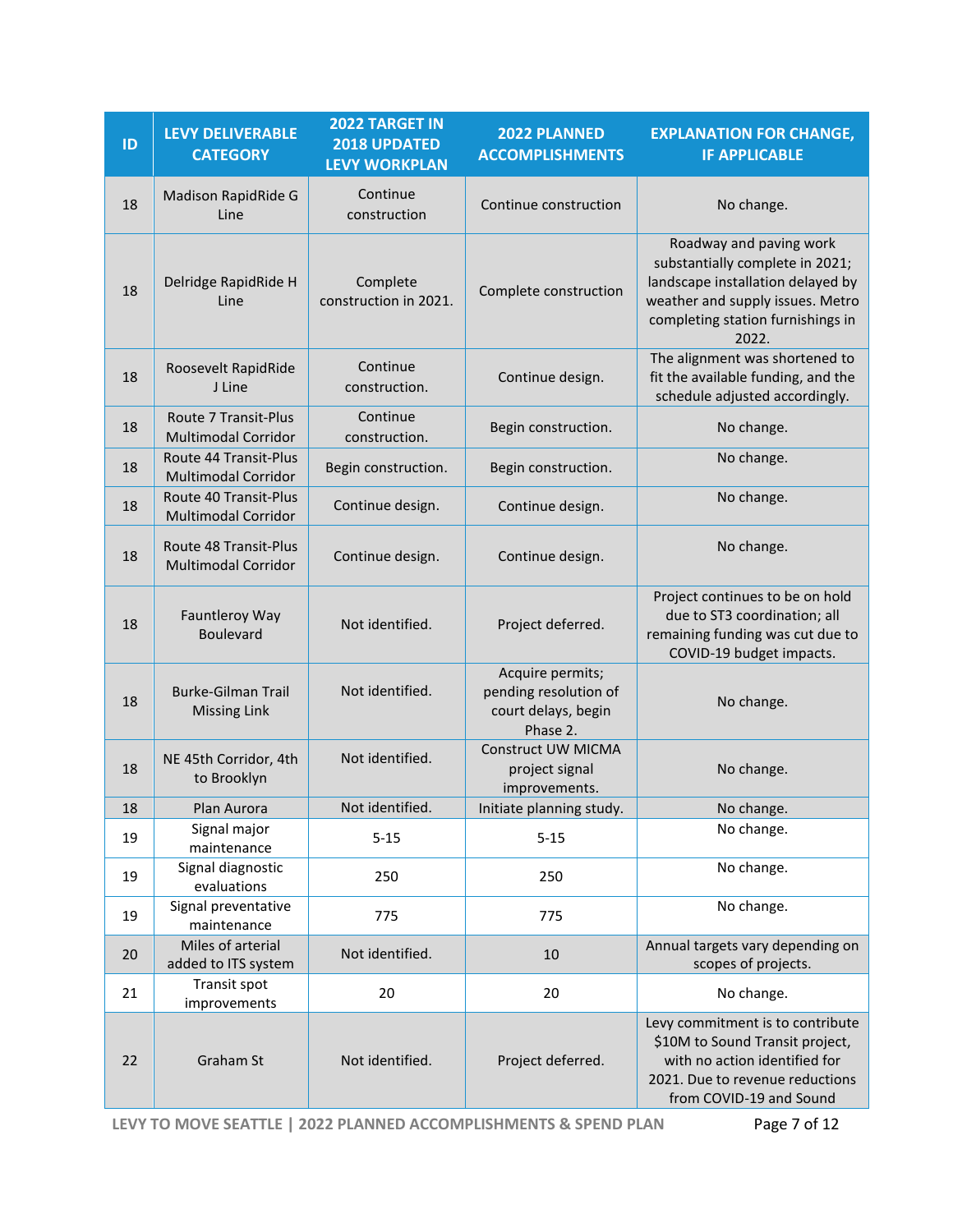| ID | LEVY DELIVERABLE CATEGORY | 2022 TARGET IN 2018 UPDATED LEVY WORKPLAN | 2022 PLANNED ACCOMPLISHMENTS | EXPLANATION FOR CHANGE, IF APPLICABLE |
|---|---|---|---|---|
| 18 | Madison RapidRide G Line | Continue construction | Continue construction | No change. |
| 18 | Delridge RapidRide H Line | Complete construction in 2021. | Complete construction | Roadway and paving work substantially complete in 2021; landscape installation delayed by weather and supply issues. Metro completing station furnishings in 2022. |
| 18 | Roosevelt RapidRide J Line | Continue construction. | Continue design. | The alignment was shortened to fit the available funding, and the schedule adjusted accordingly. |
| 18 | Route 7 Transit-Plus Multimodal Corridor | Continue construction. | Begin construction. | No change. |
| 18 | Route 44 Transit-Plus Multimodal Corridor | Begin construction. | Begin construction. | No change. |
| 18 | Route 40 Transit-Plus Multimodal Corridor | Continue design. | Continue design. | No change. |
| 18 | Route 48 Transit-Plus Multimodal Corridor | Continue design. | Continue design. | No change. |
| 18 | Fauntleroy Way Boulevard | Not identified. | Project deferred. | Project continues to be on hold due to ST3 coordination; all remaining funding was cut due to COVID-19 budget impacts. |
| 18 | Burke-Gilman Trail Missing Link | Not identified. | Acquire permits; pending resolution of court delays, begin Phase 2. | No change. |
| 18 | NE 45th Corridor, 4th to Brooklyn | Not identified. | Construct UW MICMA project signal improvements. | No change. |
| 18 | Plan Aurora | Not identified. | Initiate planning study. | No change. |
| 19 | Signal major maintenance | 5-15 | 5-15 | No change. |
| 19 | Signal diagnostic evaluations | 250 | 250 | No change. |
| 19 | Signal preventative maintenance | 775 | 775 | No change. |
| 20 | Miles of arterial added to ITS system | Not identified. | 10 | Annual targets vary depending on scopes of projects. |
| 21 | Transit spot improvements | 20 | 20 | No change. |
| 22 | Graham St | Not identified. | Project deferred. | Levy commitment is to contribute $10M to Sound Transit project, with no action identified for 2021. Due to revenue reductions from COVID-19 and Sound |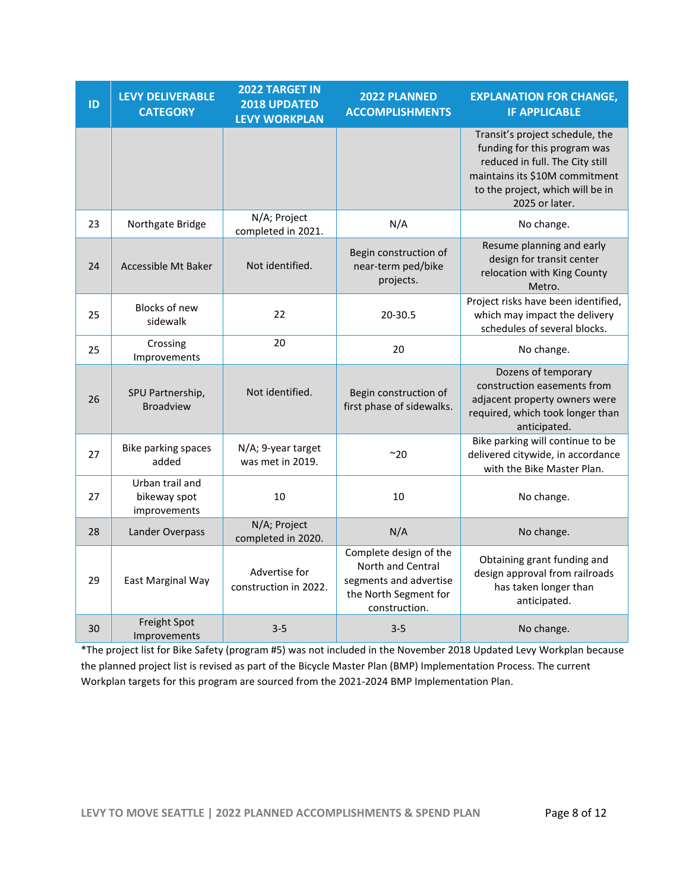| ID | LEVY DELIVERABLE CATEGORY | 2022 TARGET IN 2018 UPDATED LEVY WORKPLAN | 2022 PLANNED ACCOMPLISHMENTS | EXPLANATION FOR CHANGE, IF APPLICABLE |
|---|---|---|---|---|
| | | | | Transit's project schedule, the funding for this program was reduced in full. The City still maintains its $10M commitment to the project, which will be in 2025 or later. |
| 23 | Northgate Bridge | N/A; Project completed in 2021. | N/A | No change. |
| 24 | Accessible Mt Baker | Not identified. | Begin construction of near-term ped/bike projects. | Resume planning and early design for transit center relocation with King County Metro. |
| 25 | Blocks of new sidewalk | 22 | 20-30.5 | Project risks have been identified, which may impact the delivery schedules of several blocks. |
| 25 | Crossing Improvements | 20 | 20 | No change. |
| 26 | SPU Partnership, Broadview | Not identified. | Begin construction of first phase of sidewalks. | Dozens of temporary construction easements from adjacent property owners were required, which took longer than anticipated. |
| 27 | Bike parking spaces added | N/A; 9-year target was met in 2019. | ~20 | Bike parking will continue to be delivered citywide, in accordance with the Bike Master Plan. |
| 27 | Urban trail and bikeway spot improvements | 10 | 10 | No change. |
| 28 | Lander Overpass | N/A; Project completed in 2020. | N/A | No change. |
| 29 | East Marginal Way | Advertise for construction in 2022. | Complete design of the North and Central segments and advertise the North Segment for construction. | Obtaining grant funding and design approval from railroads has taken longer than anticipated. |
| 30 | Freight Spot Improvements | 3-5 | 3-5 | No change. |

*The project list for Bike Safety (program #5) was not included in the November 2018 Updated Levy Workplan because the planned project list is revised as part of the Bicycle Master Plan (BMP) Implementation Process. The current Workplan targets for this program are sourced from the 2021-2024 BMP Implementation Plan.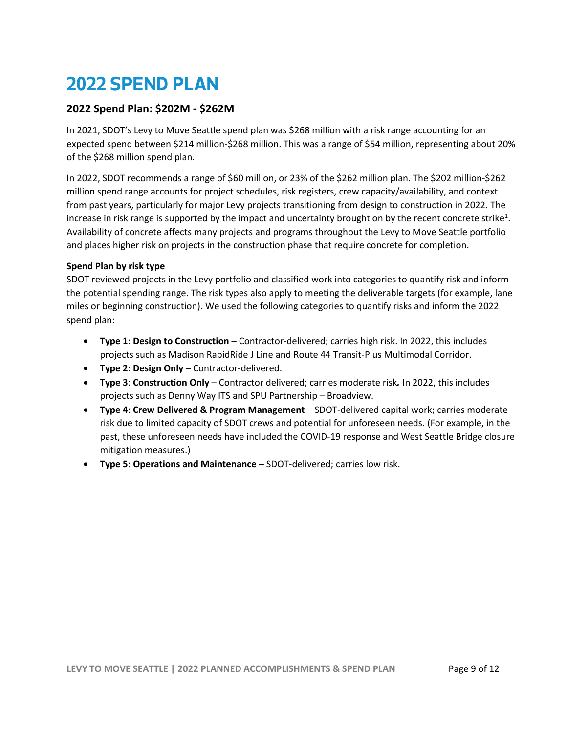# 2022 SPEND PLAN

## 2022 Spend Plan: $202M - $262M

In 2021, SDOT's Levy to Move Seattle spend plan was $268 million with a risk range accounting for an expected spend between $214 million-$268 million. This was a range of $54 million, representing about 20% of the $268 million spend plan.

In 2022, SDOT recommends a range of $60 million, or 23% of the $262 million plan. The $202 million-$262 million spend range accounts for project schedules, risk registers, crew capacity/availability, and context from past years, particularly for major Levy projects transitioning from design to construction in 2022. The increase in risk range is supported by the impact and uncertainty brought on by the recent concrete strike[1]. Availability of concrete affects many projects and programs throughout the Levy to Move Seattle portfolio and places higher risk on projects in the construction phase that require concrete for completion.

**Spend Plan by risk type**

SDOT reviewed projects in the Levy portfolio and classified work into categories to quantify risk and inform the potential spending range. The risk types also apply to meeting the deliverable targets (for example, lane miles or beginning construction). We used the following categories to quantify risks and inform the 2022 spend plan:

- **Type 1**: **Design to Construction** – Contractor-delivered; carries high risk. In 2022, this includes projects such as Madison RapidRide J Line and Route 44 Transit-Plus Multimodal Corridor.
- **Type 2**: **Design Only** – Contractor-delivered.
- **Type 3**: **Construction Only** – Contractor delivered; carries moderate risk. In 2022, this includes projects such as Denny Way ITS and SPU Partnership – Broadview.
- **Type 4**: **Crew Delivered & Program Management** – SDOT-delivered capital work; carries moderate risk due to limited capacity of SDOT crews and potential for unforeseen needs. (For example, in the past, these unforeseen needs have included the COVID-19 response and West Seattle Bridge closure mitigation measures.)
- **Type 5**: **Operations and Maintenance** – SDOT-delivered; carries low risk.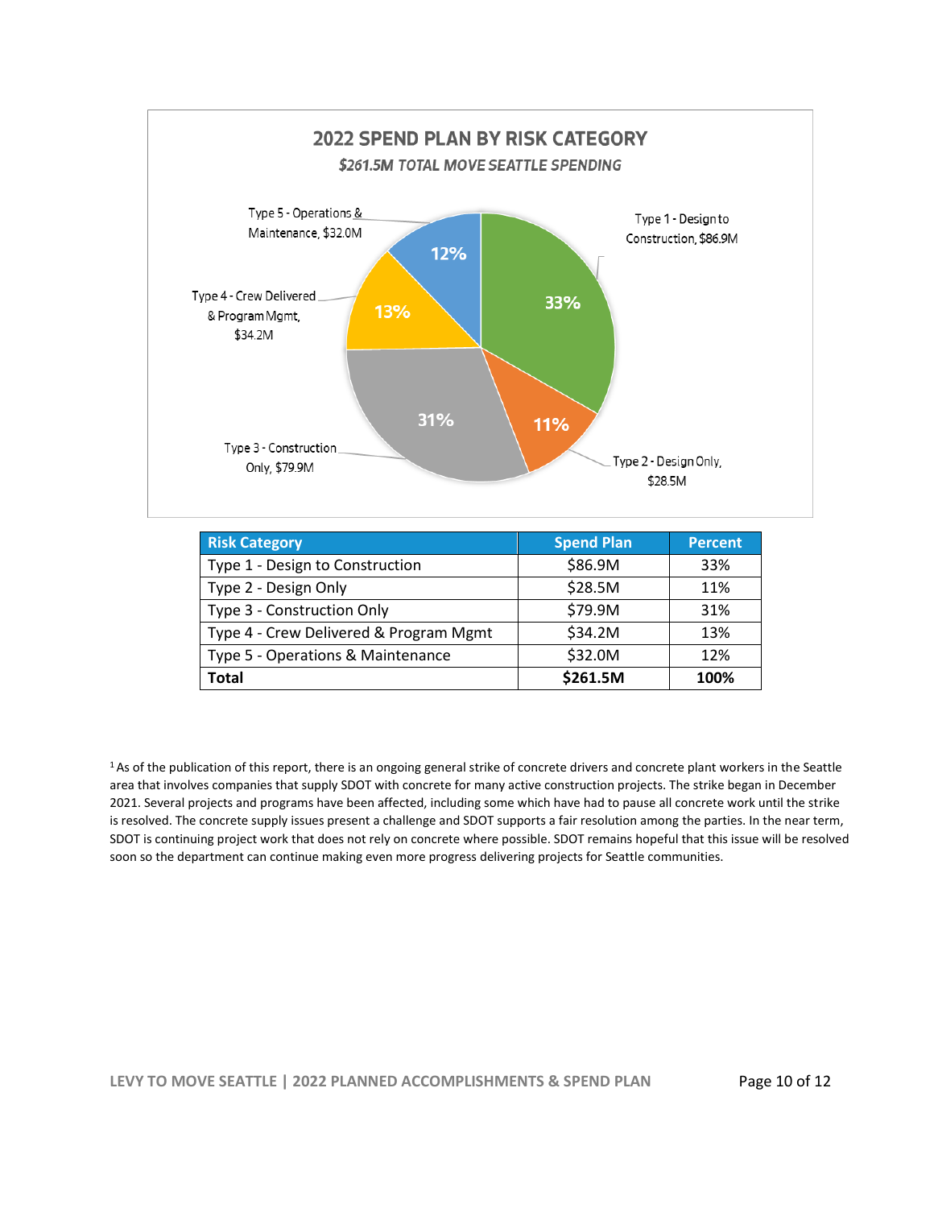**2022 SPEND PLAN BY RISK CATEGORY**

*$261.5M TOTAL MOVE SEATTLE SPENDING*

Type 1 - Design to Construction, $86.9M — 33%

Type 2 - Design Only, $28.5M — 11%

Type 3 - Construction Only, $79.9M — 31%

Type 4 - Crew Delivered & Program Mgmt, $34.2M — 13%

Type 5 - Operations & Maintenance, $32.0M — 12%

| Risk Category | Spend Plan | Percent |
|---|---|---|
| Type 1 - Design to Construction | $86.9M | 33% |
| Type 2 - Design Only | $28.5M | 11% |
| Type 3 - Construction Only | $79.9M | 31% |
| Type 4 - Crew Delivered & Program Mgmt | $34.2M | 13% |
| Type 5 - Operations & Maintenance | $32.0M | 12% |
| **Total** | **$261.5M** | **100%** |

[1] As of the publication of this report, there is an ongoing general strike of concrete drivers and concrete plant workers in the Seattle area that involves companies that supply SDOT with concrete for many active construction projects. The strike began in December 2021. Several projects and programs have been affected, including some which have had to pause all concrete work until the strike is resolved. The concrete supply issues present a challenge and SDOT supports a fair resolution among the parties. In the near term, SDOT is continuing project work that does not rely on concrete where possible. SDOT remains hopeful that this issue will be resolved soon so the department can continue making even more progress delivering projects for Seattle communities.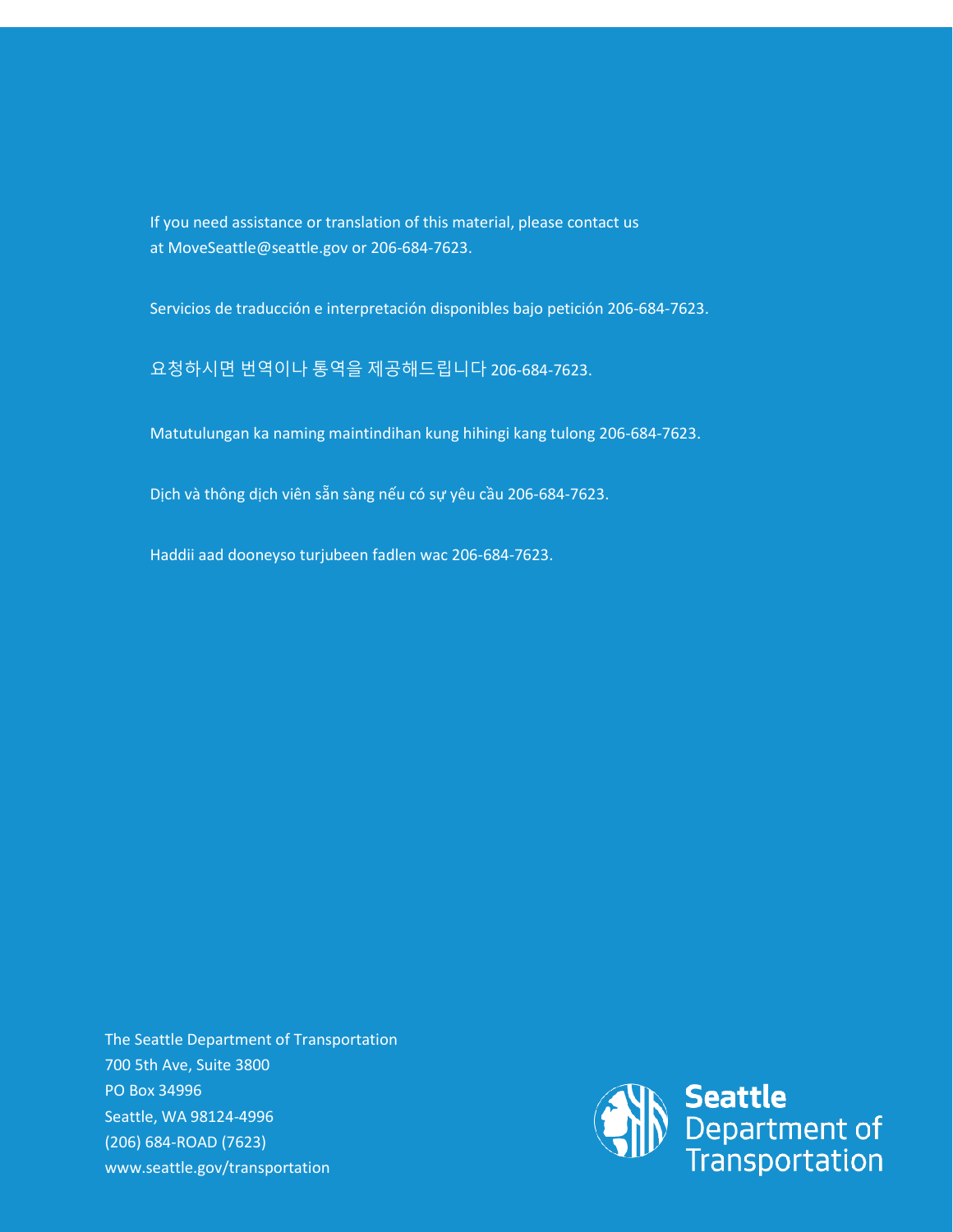If you need assistance or translation of this material, please contact us at MoveSeattle@seattle.gov or 206-684-7623.

Servicios de traducción e interpretación disponibles bajo petición 206-684-7623.

요청하시면 번역이나 통역을 제공해드립니다 206-684-7623.

Matutulungan ka naming maintindihan kung hihingi kang tulong 206-684-7623.

Dịch và thông dịch viên sẵn sàng nếu có sự yêu cầu 206-684-7623.

Haddii aad dooneyso turjubeen fadlen wac 206-684-7623.

The Seattle Department of Transportation
700 5th Ave, Suite 3800
PO Box 34996
Seattle, WA 98124-4996
(206) 684-ROAD (7623)
www.seattle.gov/transportation

**Seattle**
Department of
Transportation